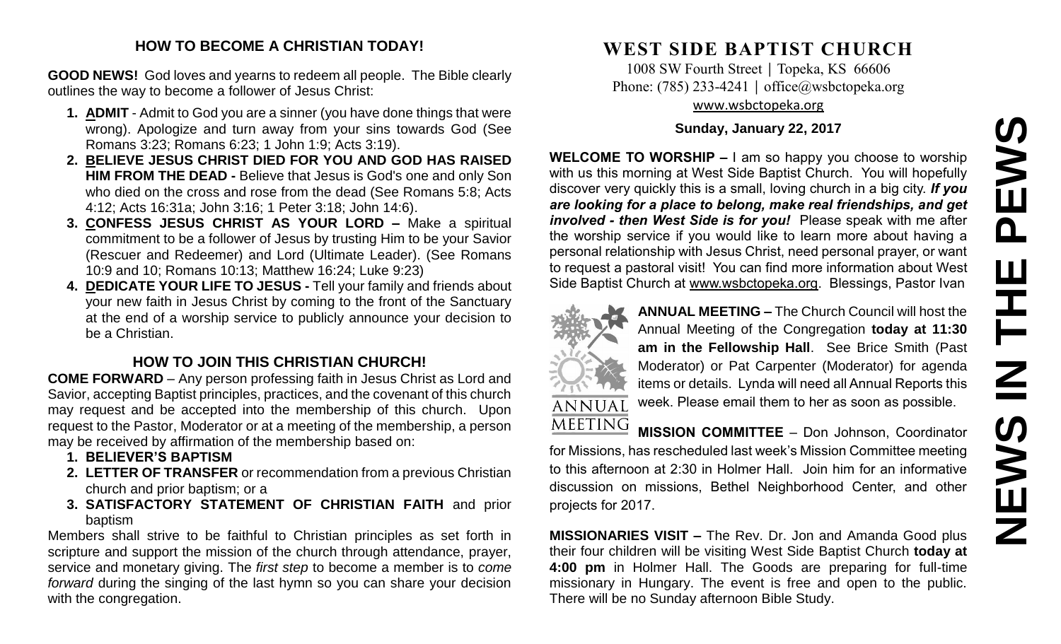## HOW TO BECOME A CHRISTIAN TODAY!

**GOOD NEWS!** God loves and yearns to redeem all people. The Bible clearly outlines the way to become a follower of Jesus Christ:

1. **ADMIT** - Admit to God you are a sinner (you have done things that were wrong). Apologize and turn away from your sins towards God (See Romans 3:23; Romans 6:23; 1 John 1:9; Acts 3:19).
2. **BELIEVE JESUS CHRIST DIED FOR YOU AND GOD HAS RAISED HIM FROM THE DEAD -** Believe that Jesus is God's one and only Son who died on the cross and rose from the dead (See Romans 5:8; Acts 4:12; Acts 16:31a; John 3:16; 1 Peter 3:18; John 14:6).
3. **CONFESS JESUS CHRIST AS YOUR LORD –** Make a spiritual commitment to be a follower of Jesus by trusting Him to be your Savior (Rescuer and Redeemer) and Lord (Ultimate Leader). (See Romans 10:9 and 10; Romans 10:13; Matthew 16:24; Luke 9:23)
4. **DEDICATE YOUR LIFE TO JESUS -** Tell your family and friends about your new faith in Jesus Christ by coming to the front of the Sanctuary at the end of a worship service to publicly announce your decision to be a Christian.

## HOW TO JOIN THIS CHRISTIAN CHURCH!

**COME FORWARD** – Any person professing faith in Jesus Christ as Lord and Savior, accepting Baptist principles, practices, and the covenant of this church may request and be accepted into the membership of this church. Upon request to the Pastor, Moderator or at a meeting of the membership, a person may be received by affirmation of the membership based on:

1. **BELIEVER'S BAPTISM**
2. **LETTER OF TRANSFER** or recommendation from a previous Christian church and prior baptism; or a
3. **SATISFACTORY STATEMENT OF CHRISTIAN FAITH** and prior baptism

Members shall strive to be faithful to Christian principles as set forth in scripture and support the mission of the church through attendance, prayer, service and monetary giving. The *first step* to become a member is to *come forward* during the singing of the last hymn so you can share your decision with the congregation.

# WEST SIDE BAPTIST CHURCH

1008 SW Fourth Street | Topeka, KS 66606
Phone: (785) 233-4241 | office@wsbctopeka.org
www.wsbctopeka.org

**Sunday, January 22, 2017**

**WELCOME TO WORSHIP –** I am so happy you choose to worship with us this morning at West Side Baptist Church. You will hopefully discover very quickly this is a small, loving church in a big city. ***If you are looking for a place to belong, make real friendships, and get involved - then West Side is for you!*** Please speak with me after the worship service if you would like to learn more about having a personal relationship with Jesus Christ, need personal prayer, or want to request a pastoral visit! You can find more information about West Side Baptist Church at www.wsbctopeka.org. Blessings, Pastor Ivan

**ANNUAL MEETING –** The Church Council will host the Annual Meeting of the Congregation **today at 11:30 am in the Fellowship Hall**. See Brice Smith (Past Moderator) or Pat Carpenter (Moderator) for agenda items or details. Lynda will need all Annual Reports this week. Please email them to her as soon as possible.

**MISSION COMMITTEE** – Don Johnson, Coordinator for Missions, has rescheduled last week's Mission Committee meeting to this afternoon at 2:30 in Holmer Hall. Join him for an informative discussion on missions, Bethel Neighborhood Center, and other projects for 2017.

**MISSIONARIES VISIT –** The Rev. Dr. Jon and Amanda Good plus their four children will be visiting West Side Baptist Church **today at 4:00 pm** in Holmer Hall. The Goods are preparing for full-time missionary in Hungary. The event is free and open to the public. There will be no Sunday afternoon Bible Study.

# NEWS IN THE PEWS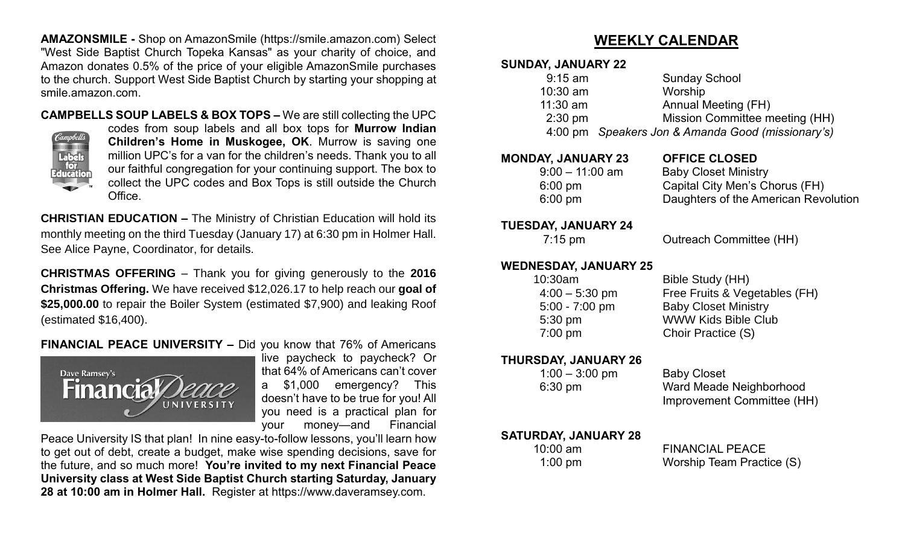**AMAZONSMILE -** Shop on AmazonSmile (https://smile.amazon.com) Select "West Side Baptist Church Topeka Kansas" as your charity of choice, and Amazon donates 0.5% of the price of your eligible AmazonSmile purchases to the church. Support West Side Baptist Church by starting your shopping at smile.amazon.com.

**CAMPBELLS SOUP LABELS & BOX TOPS –** We are still collecting the UPC codes from soup labels and all box tops for **Murrow Indian Children's Home in Muskogee, OK**. Murrow is saving one million UPC's for a van for the children's needs. Thank you to all our faithful congregation for your continuing support. The box to collect the UPC codes and Box Tops is still outside the Church Office.

**CHRISTIAN EDUCATION –** The Ministry of Christian Education will hold its monthly meeting on the third Tuesday (January 17) at 6:30 pm in Holmer Hall. See Alice Payne, Coordinator, for details.

**CHRISTMAS OFFERING** – Thank you for giving generously to the **2016 Christmas Offering.** We have received $12,026.17 to help reach our **goal of $25,000.00** to repair the Boiler System (estimated $7,900) and leaking Roof (estimated $16,400).

**FINANCIAL PEACE UNIVERSITY –** Did you know that 76% of Americans live paycheck to paycheck? Or that 64% of Americans can't cover a $1,000 emergency? This doesn't have to be true for you! All you need is a practical plan for your money—and Financial Peace University IS that plan! In nine easy-to-follow lessons, you'll learn how to get out of debt, create a budget, make wise spending decisions, save for the future, and so much more! **You're invited to my next Financial Peace University class at West Side Baptist Church starting Saturday, January 28 at 10:00 am in Holmer Hall.** Register at https://www.daveramsey.com.

## WEEKLY CALENDAR

**SUNDAY, JANUARY 22**

| | |
|---|---|
| 9:15 am | Sunday School |
| 10:30 am | Worship |
| 11:30 am | Annual Meeting (FH) |
| 2:30 pm | Mission Committee meeting (HH) |
| 4:00 pm | *Speakers Jon & Amanda Good (missionary's)* |

**MONDAY, JANUARY 23** **OFFICE CLOSED**

| | |
|---|---|
| 9:00 – 11:00 am | Baby Closet Ministry |
| 6:00 pm | Capital City Men's Chorus (FH) |
| 6:00 pm | Daughters of the American Revolution |

**TUESDAY, JANUARY 24**

| | |
|---|---|
| 7:15 pm | Outreach Committee (HH) |

**WEDNESDAY, JANUARY 25**

| | |
|---|---|
| 10:30am | Bible Study (HH) |
| 4:00 – 5:30 pm | Free Fruits & Vegetables (FH) |
| 5:00 - 7:00 pm | Baby Closet Ministry |
| 5:30 pm | WWW Kids Bible Club |
| 7:00 pm | Choir Practice (S) |

**THURSDAY, JANUARY 26**

| | |
|---|---|
| 1:00 – 3:00 pm | Baby Closet |
| 6:30 pm | Ward Meade Neighborhood Improvement Committee (HH) |

**SATURDAY, JANUARY 28**

| | |
|---|---|
| 10:00 am | FINANCIAL PEACE |
| 1:00 pm | Worship Team Practice (S) |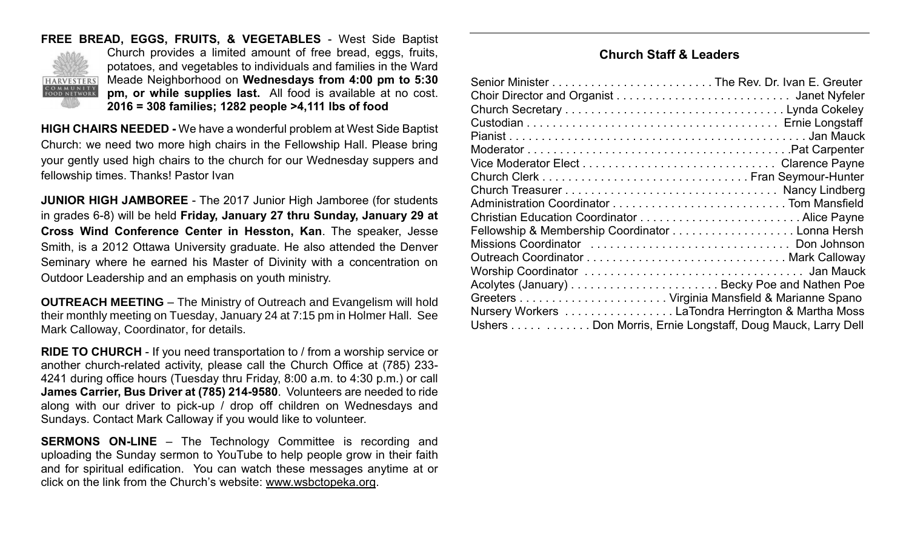**FREE BREAD, EGGS, FRUITS, & VEGETABLES** - West Side Baptist Church provides a limited amount of free bread, eggs, fruits, potatoes, and vegetables to individuals and families in the Ward Meade Neighborhood on **Wednesdays from 4:00 pm to 5:30 pm, or while supplies last.** All food is available at no cost. **2016 = 308 families; 1282 people >4,111 lbs of food**

**HIGH CHAIRS NEEDED -** We have a wonderful problem at West Side Baptist Church: we need two more high chairs in the Fellowship Hall. Please bring your gently used high chairs to the church for our Wednesday suppers and fellowship times. Thanks! Pastor Ivan

**JUNIOR HIGH JAMBOREE** - The 2017 Junior High Jamboree (for students in grades 6-8) will be held **Friday, January 27 thru Sunday, January 29 at Cross Wind Conference Center in Hesston, Kan**. The speaker, Jesse Smith, is a 2012 Ottawa University graduate. He also attended the Denver Seminary where he earned his Master of Divinity with a concentration on Outdoor Leadership and an emphasis on youth ministry.

**OUTREACH MEETING** – The Ministry of Outreach and Evangelism will hold their monthly meeting on Tuesday, January 24 at 7:15 pm in Holmer Hall. See Mark Calloway, Coordinator, for details.

**RIDE TO CHURCH** - If you need transportation to / from a worship service or another church-related activity, please call the Church Office at (785) 233-4241 during office hours (Tuesday thru Friday, 8:00 a.m. to 4:30 p.m.) or call **James Carrier, Bus Driver at (785) 214-9580**. Volunteers are needed to ride along with our driver to pick-up / drop off children on Wednesdays and Sundays. Contact Mark Calloway if you would like to volunteer.

**SERMONS ON-LINE** – The Technology Committee is recording and uploading the Sunday sermon to YouTube to help people grow in their faith and for spiritual edification. You can watch these messages anytime at or click on the link from the Church's website: www.wsbctopeka.org.

## Church Staff & Leaders

Senior Minister . . . . . . . . . . . . . . . . . . . . . . . . . The Rev. Dr. Ivan E. Greuter
Choir Director and Organist . . . . . . . . . . . . . . . . . . . . . . . . . . . Janet Nyfeler
Church Secretary . . . . . . . . . . . . . . . . . . . . . . . . . . . . . . . . . Lynda Cokeley
Custodian . . . . . . . . . . . . . . . . . . . . . . . . . . . . . . . . . . . . . . Ernie Longstaff
Pianist . . . . . . . . . . . . . . . . . . . . . . . . . . . . . . . . . . . . . . . . . . . . . Jan Mauck
Moderator . . . . . . . . . . . . . . . . . . . . . . . . . . . . . . . . . . . . . . . .Pat Carpenter
Vice Moderator Elect . . . . . . . . . . . . . . . . . . . . . . . . . . . . . . Clarence Payne
Church Clerk . . . . . . . . . . . . . . . . . . . . . . . . . . . . . . . Fran Seymour-Hunter
Church Treasurer . . . . . . . . . . . . . . . . . . . . . . . . . . . . . . . . . Nancy Lindberg
Administration Coordinator . . . . . . . . . . . . . . . . . . . . . . . . . . . Tom Mansfield
Christian Education Coordinator . . . . . . . . . . . . . . . . . . . . . . . . . Alice Payne
Fellowship & Membership Coordinator . . . . . . . . . . . . . . . . . . . Lonna Hersh
Missions Coordinator . . . . . . . . . . . . . . . . . . . . . . . . . . . . . . . Don Johnson
Outreach Coordinator . . . . . . . . . . . . . . . . . . . . . . . . . . . . . . . Mark Calloway
Worship Coordinator . . . . . . . . . . . . . . . . . . . . . . . . . . . . . . . . . . Jan Mauck
Acolytes (January) . . . . . . . . . . . . . . . . . . . . . . . Becky Poe and Nathen Poe
Greeters . . . . . . . . . . . . . . . . . . . . . . . Virginia Mansfield & Marianne Spano
Nursery Workers . . . . . . . . . . . . . . . . . LaTondra Herrington & Martha Moss
Ushers . . . . . . . . . . . . Don Morris, Ernie Longstaff, Doug Mauck, Larry Dell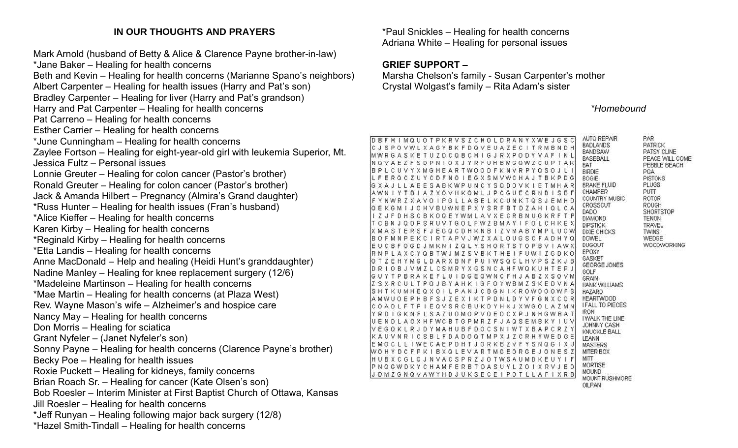### IN OUR THOUGHTS AND PRAYERS

Mark Arnold (husband of Betty & Alice & Clarence Payne brother-in-law)
*Jane Baker – Healing for health concerns
Beth and Kevin – Healing for health concerns (Marianne Spano's neighbors)
Albert Carpenter – Healing for health issues (Harry and Pat's son)
Bradley Carpenter – Healing for liver (Harry and Pat's grandson)
Harry and Pat Carpenter – Healing for health concerns
Pat Carreno – Healing for health concerns
Esther Carrier – Healing for health concerns
*June Cunningham – Healing for health concerns
Zaylee Fortson – Healing for eight-year-old girl with leukemia Superior, Mt.
Jessica Fultz – Personal issues
Lonnie Greuter – Healing for colon cancer (Pastor's brother)
Ronald Greuter – Healing for colon cancer (Pastor's brother)
Jack & Amanda Hilbert – Pregnancy (Almira's Grand daughter)
*Russ Hunter – Healing for health issues (Fran's husband)
*Alice Kieffer – Healing for health concerns
Karen Kirby – Healing for health concerns
*Reginald Kirby – Healing for health concerns
*Etta Landis – Healing for health concerns
Anne MacDonald – Help and healing (Heidi Hunt's granddaughter)
Nadine Manley – Healing for knee replacement surgery (12/6)
*Madeleine Martinson – Healing for health concerns
*Mae Martin – Healing for health concerns (at Plaza West)
Rev. Wayne Mason's wife – Alzheimer's and hospice care
Nancy May – Healing for health concerns
Don Morris – Healing for sciatica
Grant Nyfeler – (Janet Nyfeler's son)
Sonny Payne – Healing for health concerns (Clarence Payne's brother)
Becky Poe – Healing for health issues
Roxie Puckett – Healing for kidneys, family concerns
Brian Roach Sr. – Healing for cancer (Kate Olsen's son)
Bob Roesler – Interim Minister at First Baptist Church of Ottawa, Kansas
Jill Roesler – Healing for health concerns
*Jeff Runyan – Healing following major back surgery (12/8)
*Hazel Smith-Tindall – Healing for health concerns
*Paul Snickles – Healing for health concerns
Adriana White – Healing for personal issues

### GRIEF SUPPORT –

Marsha Chelson's family - Susan Carpenter's mother
Crystal Wolgast's family – Rita Adam's sister

*\*Homebound*

```
D B F H I M Q U O T P K R V S Z C H O L D R A N Y X W E J G S C
C J S P O V W L X A G Y B K F D Q V E U A Z E C I T R M B N D H
M W R G A S K E T U Z D C Q B C H I G J R X P O D Y V A F I N L
N Q V A E Z F S D P N I O X J Y R F U H B M G Q W Z C U P T A K
B P L C U V Y X M G H E A R T W O O D F K N V R P Y Q S O J L I
L F E R Q C Z U Y C D F N O I E G X S M V W C H A J T B K P D G
G X A J L L A B E S A B K W P U N C Y S Q D O V K I E T M H A R
A W N I Y T B I A Z X O V H K Q M L J P C G U E C R N D I S B F
F Y N W R Z X A V O I P G L L A B E L K C U N K T Q S J E M H D
Q E K G M I J O H V B U W N E P X Y S R F B T D Z A H I Q L C A
I Z J F D H S C B K O Q E Y W M L A V X E C R B N U G K R F T P
T C B N J Q D P S R U V T G O L F W Z B M A Y I F O L C H K E X
X M A S T E R S F J E G Q C D H K N B I Z Y M A B Y M P L U O W
B O F M N P E K C I R T A P V J W Z X A L O U G S C F A D H Y Q
E U C B F Q G D J M K N I Z Q L Y S H O R T S T O P B V I A W X
R N P L A X C Y Q B T W J M Z S V B K T H E I F U W I Z G D K O
O T Z E H Y M G L D A R X B N F P U I W S Q C L H Y P S Z K J B
D R I O B J V M Z L C S M R Y X G S N C A H F W Q K U H T E P J
G U Y T P B R A K E F L U I D G E Q W N C F H J A B Z X S Q V M
Z S X R C U L T P Q J B Y A H K I G F O Y W B M Z S K E D V N A
S H T K U M H E Q X O I L P A N J C B G N I K R O W D O Q W F S
A M W U O E P H B F S J Z E X I K T P D N L D Y V F G N X C Q R
C O A D L F T P I E Q V S R C B U K D Y H K J X W G O L A Z M N
Y R D I G K N F L S A Z U O M O P V Q E O C X P J N H G W B A T
U E N D L A O X H F W C B T G P M R Z F J A Q S E M B K Y I U V
V E G Q K L R J D Y M A H U B F D O C S N I W T X B A P C R Z Y
K A U V N R I C S B L F D A D O Q T M P X J Z C R H Y W E D G E
E M O C L L I W E C A E P D H T J O R K B Z V F Y S N Q G I X U
W O H Y D C F P K I B X Q L E V A R T M G E O R G E J O N E S Z
H U B X C G L Q J N V A C S P R Z J O T W S A U M D K E U Y I F
P N Q G W D K Y C H A M F E R B T D A S U Y L Z O I X R V J B D
J D M Z G N Q V A W Y H D J U K S E C E I P O T L L A F I X R B
```

AUTO REPAIR
BADLANDS
BANDSAW
BASEBALL
BAT
BIRDIE
BOGIE
BRAKE FLUID
CHAMFER
COUNTRY MUSIC
CROSSCUT
DADO
DIAMOND
DIPSTICK
DIXIE CHICKS
DOWEL
DUGOUT
EPOXY
GASKET
GEORGE JONES
GOLF
GRAIN
HANK WILLIAMS
HAZARD
HEARTWOOD
I FALL TO PIECES
IRON
I WALK THE LINE
JOHNNY CASH
KNUCKLE BALL
LEANN
MASTERS
MITER BOX
MITT
MORTISE
MOUND
MOUNT RUSHMORE
OILPAN
PAR
PATRICK
PATSY CLINE
PEACE WILL COME
PEBBLE BEACH
PGA
PISTONS
PLUGS
PUTT
ROTOR
ROUGH
SHORTSTOP
TENON
TRAVEL
TWINS
WEDGE
WOODWORKING